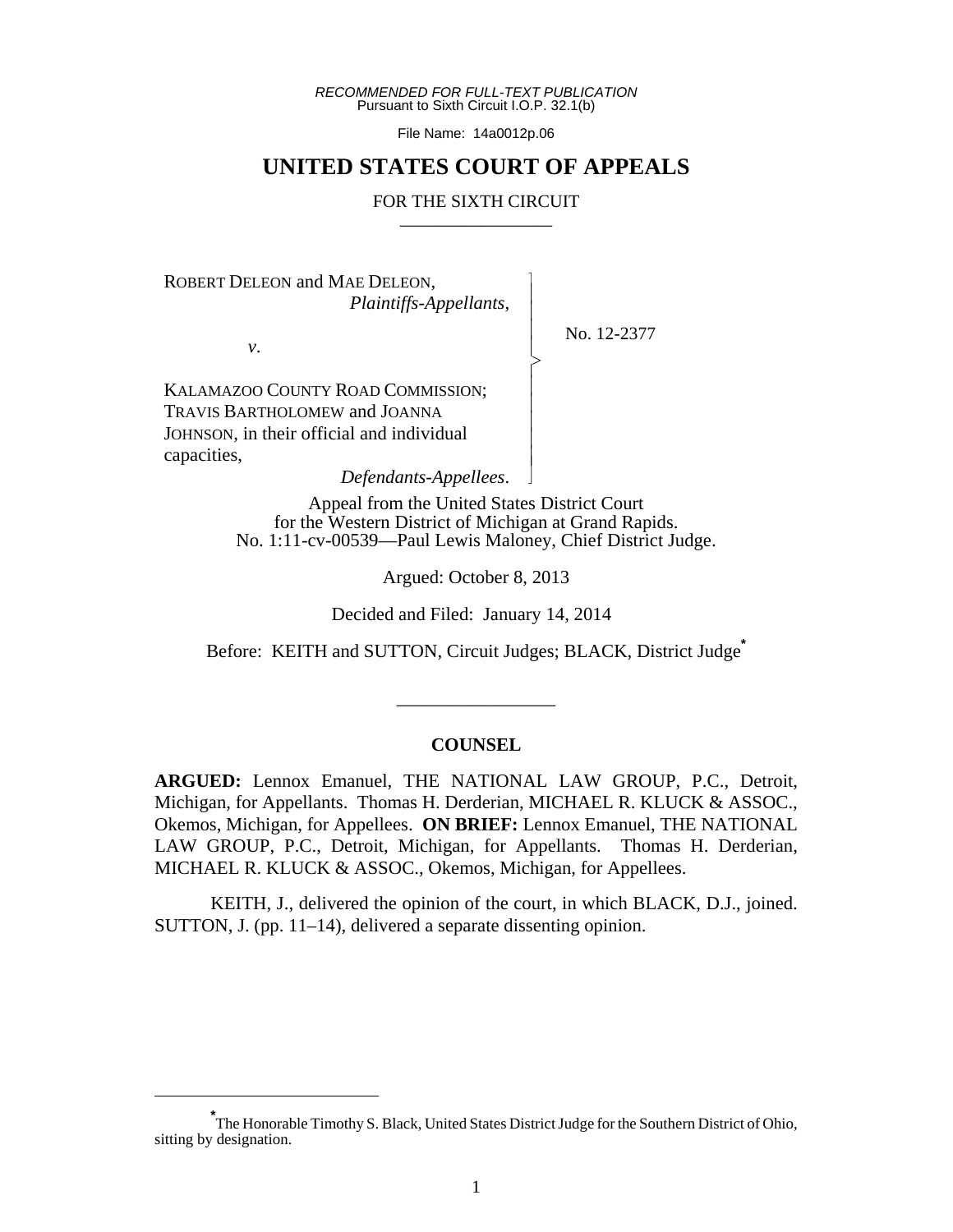*RECOMMENDED FOR FULL-TEXT PUBLICATION*
Pursuant to Sixth Circuit I.O.P. 32.1(b)

File Name: 14a0012p.06

# UNITED STATES COURT OF APPEALS

FOR THE SIXTH CIRCUIT

ROBERT DELEON and MAE DELEON,
*Plaintiffs-Appellants*,

*v*.

KALAMAZOO COUNTY ROAD COMMISSION; TRAVIS BARTHOLOMEW and JOANNA JOHNSON, in their official and individual capacities,
*Defendants-Appellees*.

No. 12-2377

Appeal from the United States District Court
for the Western District of Michigan at Grand Rapids.
No. 1:11-cv-00539—Paul Lewis Maloney, Chief District Judge.

Argued: October 8, 2013

Decided and Filed: January 14, 2014

Before: KEITH and SUTTON, Circuit Judges; BLACK, District Judge[*]

## COUNSEL

**ARGUED:** Lennox Emanuel, THE NATIONAL LAW GROUP, P.C., Detroit, Michigan, for Appellants. Thomas H. Derderian, MICHAEL R. KLUCK & ASSOC., Okemos, Michigan, for Appellees. **ON BRIEF:** Lennox Emanuel, THE NATIONAL LAW GROUP, P.C., Detroit, Michigan, for Appellants. Thomas H. Derderian, MICHAEL R. KLUCK & ASSOC., Okemos, Michigan, for Appellees.

KEITH, J., delivered the opinion of the court, in which BLACK, D.J., joined. SUTTON, J. (pp. 11–14), delivered a separate dissenting opinion.

[*] The Honorable Timothy S. Black, United States District Judge for the Southern District of Ohio, sitting by designation.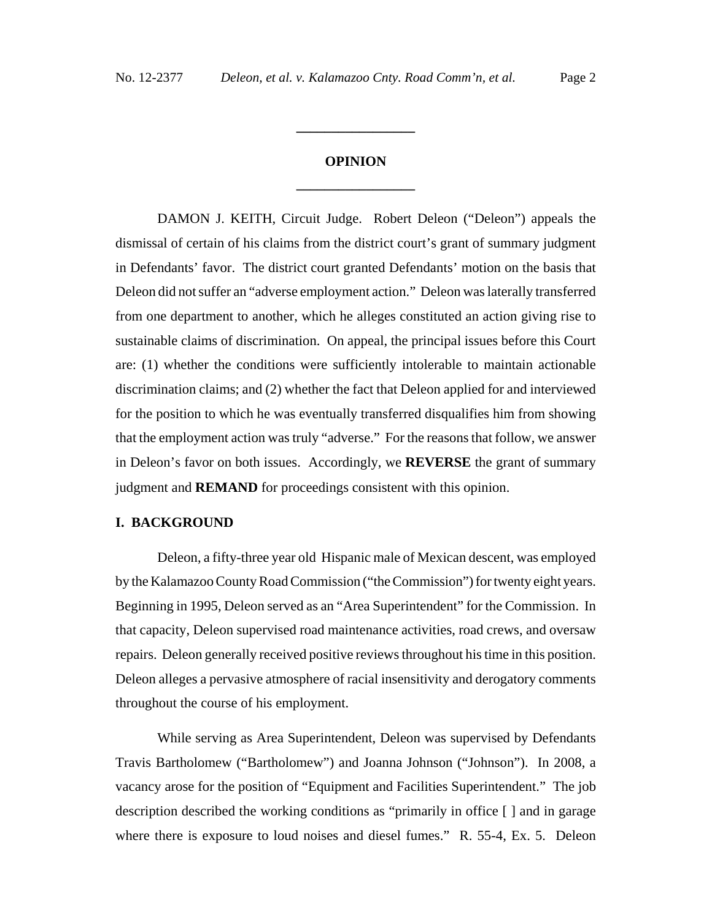## OPINION

DAMON J. KEITH, Circuit Judge. Robert Deleon ("Deleon") appeals the dismissal of certain of his claims from the district court's grant of summary judgment in Defendants' favor. The district court granted Defendants' motion on the basis that Deleon did not suffer an "adverse employment action." Deleon was laterally transferred from one department to another, which he alleges constituted an action giving rise to sustainable claims of discrimination. On appeal, the principal issues before this Court are: (1) whether the conditions were sufficiently intolerable to maintain actionable discrimination claims; and (2) whether the fact that Deleon applied for and interviewed for the position to which he was eventually transferred disqualifies him from showing that the employment action was truly "adverse." For the reasons that follow, we answer in Deleon's favor on both issues. Accordingly, we **REVERSE** the grant of summary judgment and **REMAND** for proceedings consistent with this opinion.

### I. BACKGROUND

Deleon, a fifty-three year old Hispanic male of Mexican descent, was employed by the Kalamazoo County Road Commission ("the Commission") for twenty eight years. Beginning in 1995, Deleon served as an "Area Superintendent" for the Commission. In that capacity, Deleon supervised road maintenance activities, road crews, and oversaw repairs. Deleon generally received positive reviews throughout his time in this position. Deleon alleges a pervasive atmosphere of racial insensitivity and derogatory comments throughout the course of his employment.

While serving as Area Superintendent, Deleon was supervised by Defendants Travis Bartholomew ("Bartholomew") and Joanna Johnson ("Johnson"). In 2008, a vacancy arose for the position of "Equipment and Facilities Superintendent." The job description described the working conditions as "primarily in office [ ] and in garage where there is exposure to loud noises and diesel fumes." R. 55-4, Ex. 5. Deleon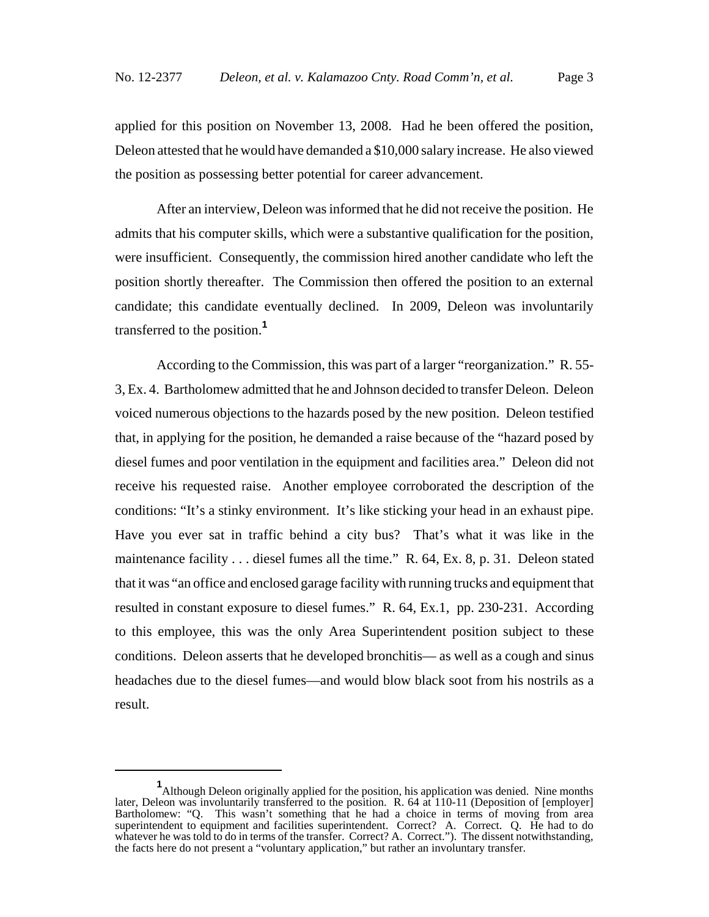applied for this position on November 13, 2008. Had he been offered the position, Deleon attested that he would have demanded a $10,000 salary increase. He also viewed the position as possessing better potential for career advancement.

After an interview, Deleon was informed that he did not receive the position. He admits that his computer skills, which were a substantive qualification for the position, were insufficient. Consequently, the commission hired another candidate who left the position shortly thereafter. The Commission then offered the position to an external candidate; this candidate eventually declined. In 2009, Deleon was involuntarily transferred to the position.[1]

According to the Commission, this was part of a larger "reorganization." R. 55-3, Ex. 4. Bartholomew admitted that he and Johnson decided to transfer Deleon. Deleon voiced numerous objections to the hazards posed by the new position. Deleon testified that, in applying for the position, he demanded a raise because of the "hazard posed by diesel fumes and poor ventilation in the equipment and facilities area." Deleon did not receive his requested raise. Another employee corroborated the description of the conditions: "It's a stinky environment. It's like sticking your head in an exhaust pipe. Have you ever sat in traffic behind a city bus? That's what it was like in the maintenance facility . . . diesel fumes all the time." R. 64, Ex. 8, p. 31. Deleon stated that it was "an office and enclosed garage facility with running trucks and equipment that resulted in constant exposure to diesel fumes." R. 64, Ex.1, pp. 230-231. According to this employee, this was the only Area Superintendent position subject to these conditions. Deleon asserts that he developed bronchitis— as well as a cough and sinus headaches due to the diesel fumes—and would blow black soot from his nostrils as a result.

---

[1] Although Deleon originally applied for the position, his application was denied. Nine months later, Deleon was involuntarily transferred to the position. R. 64 at 110-11 (Deposition of [employer] Bartholomew: "Q. This wasn't something that he had a choice in terms of moving from area superintendent to equipment and facilities superintendent. Correct? A. Correct. Q. He had to do whatever he was told to do in terms of the transfer. Correct? A. Correct."). The dissent notwithstanding, the facts here do not present a "voluntary application," but rather an involuntary transfer.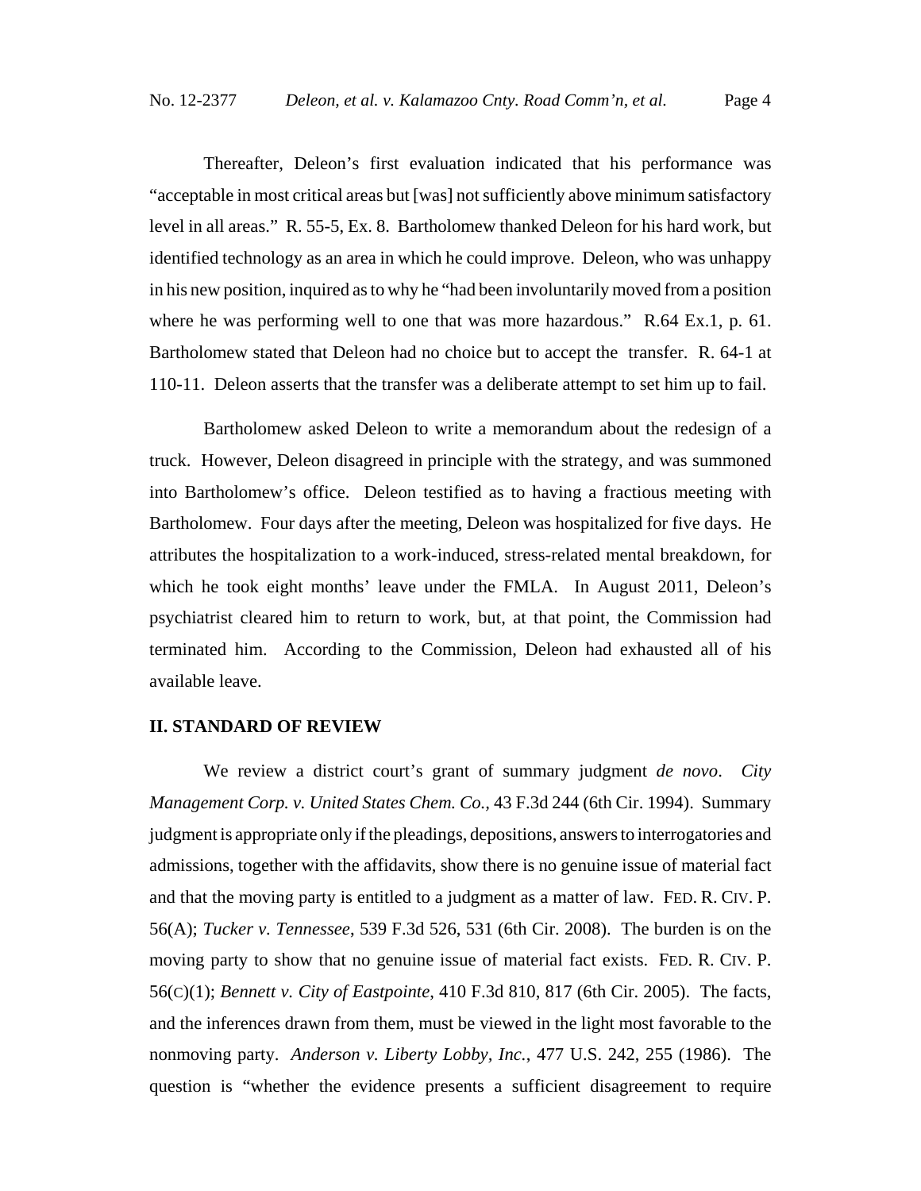Thereafter, Deleon's first evaluation indicated that his performance was "acceptable in most critical areas but [was] not sufficiently above minimum satisfactory level in all areas." R. 55-5, Ex. 8. Bartholomew thanked Deleon for his hard work, but identified technology as an area in which he could improve. Deleon, who was unhappy in his new position, inquired as to why he "had been involuntarily moved from a position where he was performing well to one that was more hazardous." R.64 Ex.1, p. 61. Bartholomew stated that Deleon had no choice but to accept the transfer. R. 64-1 at 110-11. Deleon asserts that the transfer was a deliberate attempt to set him up to fail.

Bartholomew asked Deleon to write a memorandum about the redesign of a truck. However, Deleon disagreed in principle with the strategy, and was summoned into Bartholomew's office. Deleon testified as to having a fractious meeting with Bartholomew. Four days after the meeting, Deleon was hospitalized for five days. He attributes the hospitalization to a work-induced, stress-related mental breakdown, for which he took eight months' leave under the FMLA. In August 2011, Deleon's psychiatrist cleared him to return to work, but, at that point, the Commission had terminated him. According to the Commission, Deleon had exhausted all of his available leave.

## II. STANDARD OF REVIEW

We review a district court's grant of summary judgment *de novo*. *City Management Corp. v. United States Chem. Co.*, 43 F.3d 244 (6th Cir. 1994). Summary judgment is appropriate only if the pleadings, depositions, answers to interrogatories and admissions, together with the affidavits, show there is no genuine issue of material fact and that the moving party is entitled to a judgment as a matter of law. FED. R. CIV. P. 56(A); *Tucker v. Tennessee*, 539 F.3d 526, 531 (6th Cir. 2008). The burden is on the moving party to show that no genuine issue of material fact exists. FED. R. CIV. P. 56(C)(1); *Bennett v. City of Eastpointe*, 410 F.3d 810, 817 (6th Cir. 2005). The facts, and the inferences drawn from them, must be viewed in the light most favorable to the nonmoving party. *Anderson v. Liberty Lobby, Inc.*, 477 U.S. 242, 255 (1986). The question is "whether the evidence presents a sufficient disagreement to require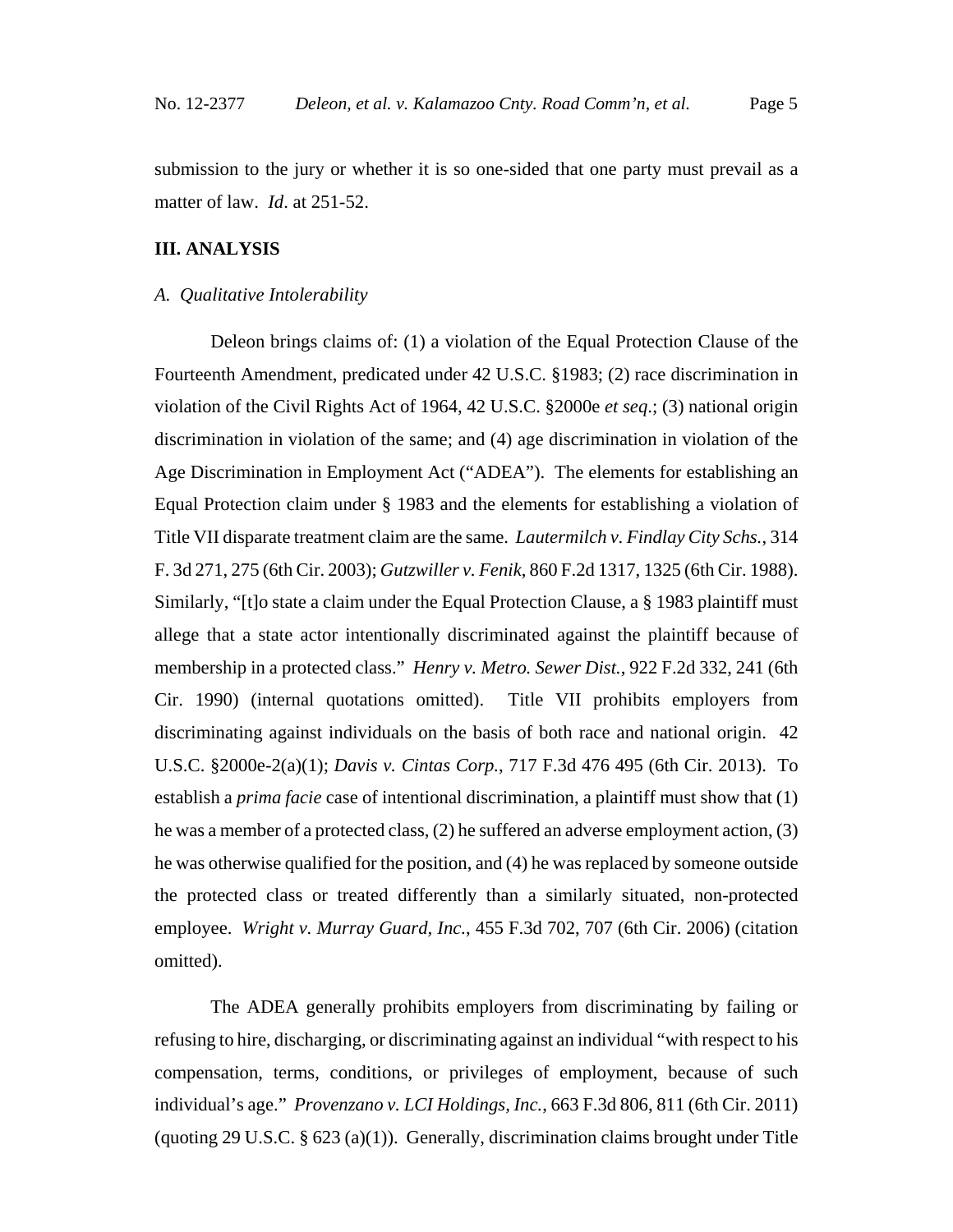submission to the jury or whether it is so one-sided that one party must prevail as a matter of law. *Id*. at 251-52.

## III. ANALYSIS

### *A. Qualitative Intolerability*

Deleon brings claims of: (1) a violation of the Equal Protection Clause of the Fourteenth Amendment, predicated under 42 U.S.C. §1983; (2) race discrimination in violation of the Civil Rights Act of 1964, 42 U.S.C. §2000e *et seq*.; (3) national origin discrimination in violation of the same; and (4) age discrimination in violation of the Age Discrimination in Employment Act ("ADEA"). The elements for establishing an Equal Protection claim under § 1983 and the elements for establishing a violation of Title VII disparate treatment claim are the same. *Lautermilch v. Findlay City Schs.*, 314 F. 3d 271, 275 (6th Cir. 2003); *Gutzwiller v. Fenik*, 860 F.2d 1317, 1325 (6th Cir. 1988). Similarly, "[t]o state a claim under the Equal Protection Clause, a § 1983 plaintiff must allege that a state actor intentionally discriminated against the plaintiff because of membership in a protected class." *Henry v. Metro. Sewer Dist.*, 922 F.2d 332, 241 (6th Cir. 1990) (internal quotations omitted). Title VII prohibits employers from discriminating against individuals on the basis of both race and national origin. 42 U.S.C. §2000e-2(a)(1); *Davis v. Cintas Corp.*, 717 F.3d 476 495 (6th Cir. 2013). To establish a *prima facie* case of intentional discrimination, a plaintiff must show that (1) he was a member of a protected class, (2) he suffered an adverse employment action, (3) he was otherwise qualified for the position, and (4) he was replaced by someone outside the protected class or treated differently than a similarly situated, non-protected employee. *Wright v. Murray Guard, Inc.*, 455 F.3d 702, 707 (6th Cir. 2006) (citation omitted).

The ADEA generally prohibits employers from discriminating by failing or refusing to hire, discharging, or discriminating against an individual "with respect to his compensation, terms, conditions, or privileges of employment, because of such individual's age." *Provenzano v. LCI Holdings, Inc.*, 663 F.3d 806, 811 (6th Cir. 2011) (quoting 29 U.S.C. § 623 (a)(1)). Generally, discrimination claims brought under Title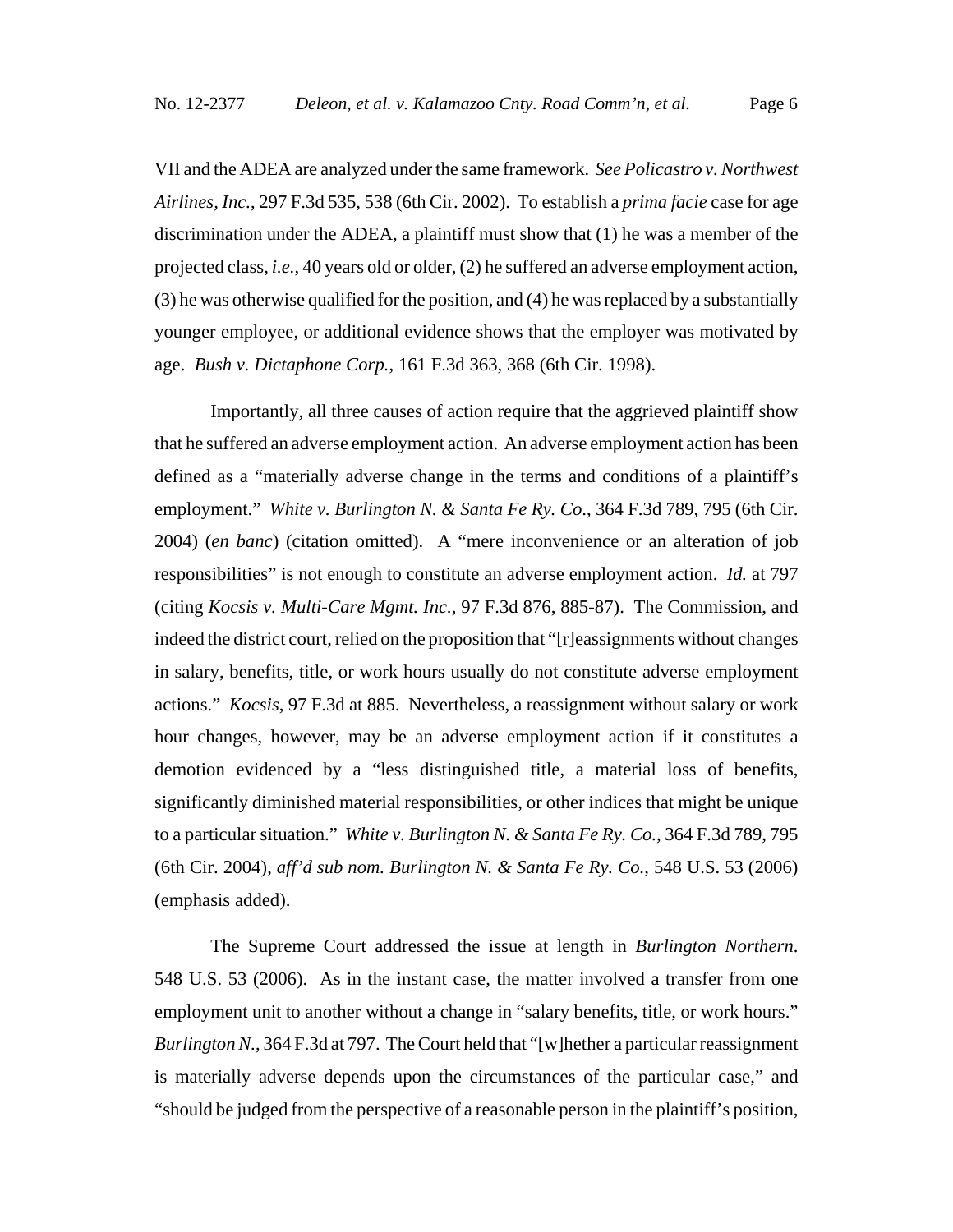VII and the ADEA are analyzed under the same framework. *See Policastro v. Northwest Airlines, Inc.*, 297 F.3d 535, 538 (6th Cir. 2002). To establish a *prima facie* case for age discrimination under the ADEA, a plaintiff must show that (1) he was a member of the projected class, *i.e.*, 40 years old or older, (2) he suffered an adverse employment action, (3) he was otherwise qualified for the position, and (4) he was replaced by a substantially younger employee, or additional evidence shows that the employer was motivated by age. *Bush v. Dictaphone Corp.*, 161 F.3d 363, 368 (6th Cir. 1998).

Importantly, all three causes of action require that the aggrieved plaintiff show that he suffered an adverse employment action. An adverse employment action has been defined as a "materially adverse change in the terms and conditions of a plaintiff's employment." *White v. Burlington N. & Santa Fe Ry. Co*., 364 F.3d 789, 795 (6th Cir. 2004) (*en banc*) (citation omitted). A "mere inconvenience or an alteration of job responsibilities" is not enough to constitute an adverse employment action. *Id.* at 797 (citing *Kocsis v. Multi-Care Mgmt. Inc.*, 97 F.3d 876, 885-87). The Commission, and indeed the district court, relied on the proposition that "[r]eassignments without changes in salary, benefits, title, or work hours usually do not constitute adverse employment actions." *Kocsis*, 97 F.3d at 885. Nevertheless, a reassignment without salary or work hour changes, however, may be an adverse employment action if it constitutes a demotion evidenced by a "less distinguished title, a material loss of benefits, significantly diminished material responsibilities, or other indices that might be unique to a particular situation." *White v. Burlington N. & Santa Fe Ry. Co.*, 364 F.3d 789, 795 (6th Cir. 2004), *aff'd sub nom. Burlington N. & Santa Fe Ry. Co.*, 548 U.S. 53 (2006) (emphasis added).

The Supreme Court addressed the issue at length in *Burlington Northern*. 548 U.S. 53 (2006). As in the instant case, the matter involved a transfer from one employment unit to another without a change in "salary benefits, title, or work hours." *Burlington N.*, 364 F.3d at 797. The Court held that "[w]hether a particular reassignment is materially adverse depends upon the circumstances of the particular case," and "should be judged from the perspective of a reasonable person in the plaintiff's position,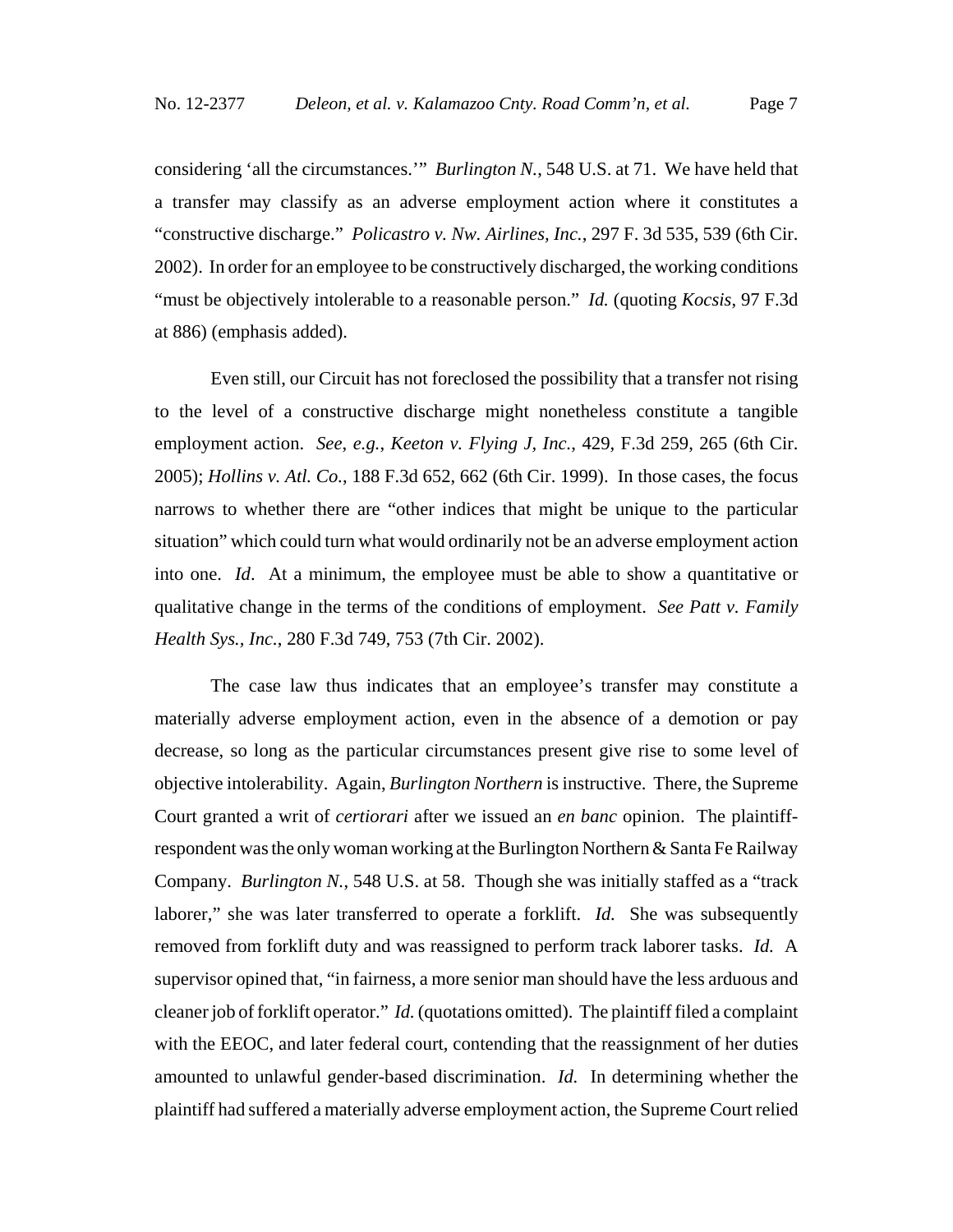considering 'all the circumstances.'" *Burlington N.*, 548 U.S. at 71. We have held that a transfer may classify as an adverse employment action where it constitutes a "constructive discharge." *Policastro v. Nw. Airlines, Inc.*, 297 F. 3d 535, 539 (6th Cir. 2002). In order for an employee to be constructively discharged, the working conditions "must be objectively intolerable to a reasonable person." *Id.* (quoting *Kocsis*, 97 F.3d at 886) (emphasis added).

Even still, our Circuit has not foreclosed the possibility that a transfer not rising to the level of a constructive discharge might nonetheless constitute a tangible employment action. *See, e.g.*, *Keeton v. Flying J, Inc.*, 429, F.3d 259, 265 (6th Cir. 2005); *Hollins v. Atl. Co.*, 188 F.3d 652, 662 (6th Cir. 1999). In those cases, the focus narrows to whether there are "other indices that might be unique to the particular situation" which could turn what would ordinarily not be an adverse employment action into one. *Id*. At a minimum, the employee must be able to show a quantitative or qualitative change in the terms of the conditions of employment. *See Patt v. Family Health Sys., Inc.*, 280 F.3d 749, 753 (7th Cir. 2002).

The case law thus indicates that an employee's transfer may constitute a materially adverse employment action, even in the absence of a demotion or pay decrease, so long as the particular circumstances present give rise to some level of objective intolerability. Again, *Burlington Northern* is instructive. There, the Supreme Court granted a writ of *certiorari* after we issued an *en banc* opinion. The plaintiff-respondent was the only woman working at the Burlington Northern & Santa Fe Railway Company. *Burlington N.*, 548 U.S. at 58. Though she was initially staffed as a "track laborer," she was later transferred to operate a forklift. *Id.* She was subsequently removed from forklift duty and was reassigned to perform track laborer tasks. *Id.* A supervisor opined that, "in fairness, a more senior man should have the less arduous and cleaner job of forklift operator." *Id.* (quotations omitted). The plaintiff filed a complaint with the EEOC, and later federal court, contending that the reassignment of her duties amounted to unlawful gender-based discrimination. *Id.* In determining whether the plaintiff had suffered a materially adverse employment action, the Supreme Court relied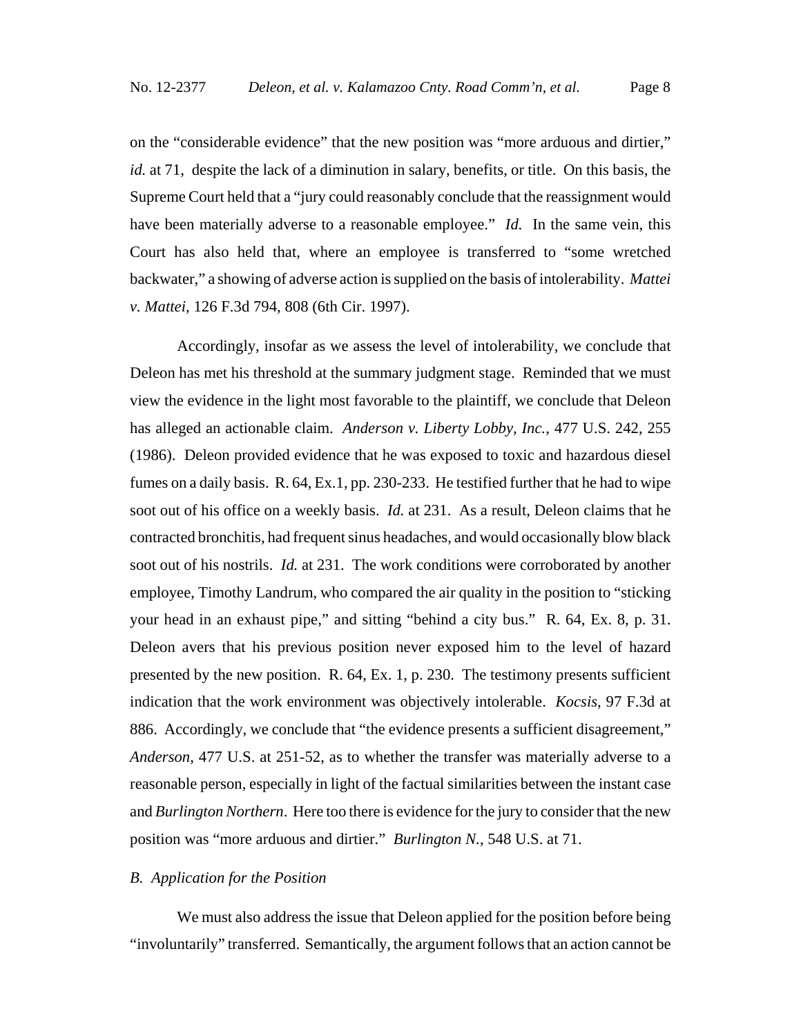on the "considerable evidence" that the new position was "more arduous and dirtier," *id.* at 71, despite the lack of a diminution in salary, benefits, or title. On this basis, the Supreme Court held that a "jury could reasonably conclude that the reassignment would have been materially adverse to a reasonable employee." *Id.* In the same vein, this Court has also held that, where an employee is transferred to "some wretched backwater," a showing of adverse action is supplied on the basis of intolerability. *Mattei v. Mattei*, 126 F.3d 794, 808 (6th Cir. 1997).

Accordingly, insofar as we assess the level of intolerability, we conclude that Deleon has met his threshold at the summary judgment stage. Reminded that we must view the evidence in the light most favorable to the plaintiff, we conclude that Deleon has alleged an actionable claim. *Anderson v. Liberty Lobby, Inc.*, 477 U.S. 242, 255 (1986). Deleon provided evidence that he was exposed to toxic and hazardous diesel fumes on a daily basis. R. 64, Ex.1, pp. 230-233. He testified further that he had to wipe soot out of his office on a weekly basis. *Id.* at 231. As a result, Deleon claims that he contracted bronchitis, had frequent sinus headaches, and would occasionally blow black soot out of his nostrils. *Id.* at 231. The work conditions were corroborated by another employee, Timothy Landrum, who compared the air quality in the position to "sticking your head in an exhaust pipe," and sitting "behind a city bus." R. 64, Ex. 8, p. 31. Deleon avers that his previous position never exposed him to the level of hazard presented by the new position. R. 64, Ex. 1, p. 230. The testimony presents sufficient indication that the work environment was objectively intolerable. *Kocsis*, 97 F.3d at 886. Accordingly, we conclude that "the evidence presents a sufficient disagreement," *Anderson*, 477 U.S. at 251-52, as to whether the transfer was materially adverse to a reasonable person, especially in light of the factual similarities between the instant case and *Burlington Northern*. Here too there is evidence for the jury to consider that the new position was "more arduous and dirtier." *Burlington N.*, 548 U.S. at 71.

### *B. Application for the Position*

We must also address the issue that Deleon applied for the position before being "involuntarily" transferred. Semantically, the argument follows that an action cannot be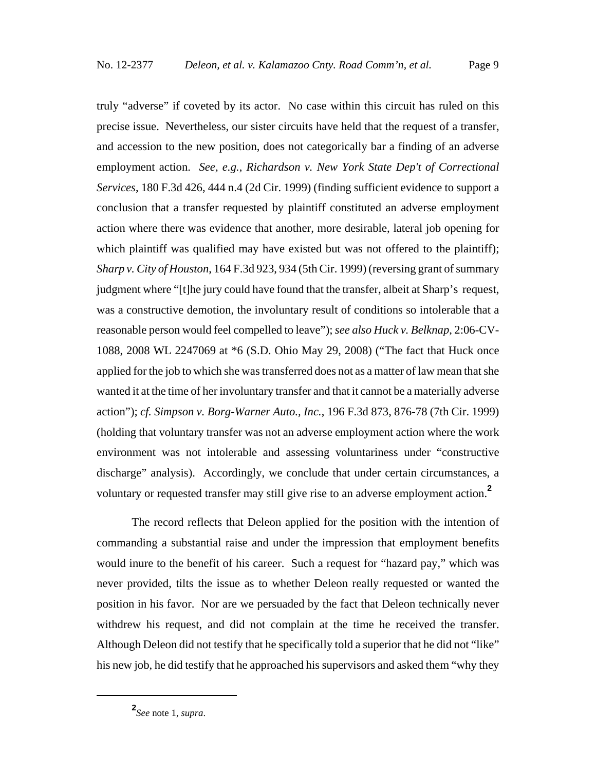truly "adverse" if coveted by its actor. No case within this circuit has ruled on this precise issue. Nevertheless, our sister circuits have held that the request of a transfer, and accession to the new position, does not categorically bar a finding of an adverse employment action. *See, e.g.*, *Richardson v. New York State Dep't of Correctional Services*, 180 F.3d 426, 444 n.4 (2d Cir. 1999) (finding sufficient evidence to support a conclusion that a transfer requested by plaintiff constituted an adverse employment action where there was evidence that another, more desirable, lateral job opening for which plaintiff was qualified may have existed but was not offered to the plaintiff); *Sharp v. City of Houston*, 164 F.3d 923, 934 (5th Cir. 1999) (reversing grant of summary judgment where "[t]he jury could have found that the transfer, albeit at Sharp's request, was a constructive demotion, the involuntary result of conditions so intolerable that a reasonable person would feel compelled to leave"); *see also Huck v. Belknap*, 2:06-CV-1088, 2008 WL 2247069 at *6 (S.D. Ohio May 29, 2008) ("The fact that Huck once applied for the job to which she was transferred does not as a matter of law mean that she wanted it at the time of her involuntary transfer and that it cannot be a materially adverse action"); *cf. Simpson v. Borg-Warner Auto., Inc.*, 196 F.3d 873, 876-78 (7th Cir. 1999) (holding that voluntary transfer was not an adverse employment action where the work environment was not intolerable and assessing voluntariness under "constructive discharge" analysis). Accordingly, we conclude that under certain circumstances, a voluntary or requested transfer may still give rise to an adverse employment action.[2]

The record reflects that Deleon applied for the position with the intention of commanding a substantial raise and under the impression that employment benefits would inure to the benefit of his career. Such a request for "hazard pay," which was never provided, tilts the issue as to whether Deleon really requested or wanted the position in his favor. Nor are we persuaded by the fact that Deleon technically never withdrew his request, and did not complain at the time he received the transfer. Although Deleon did not testify that he specifically told a superior that he did not "like" his new job, he did testify that he approached his supervisors and asked them "why they

[2]*See* note 1, *supra*.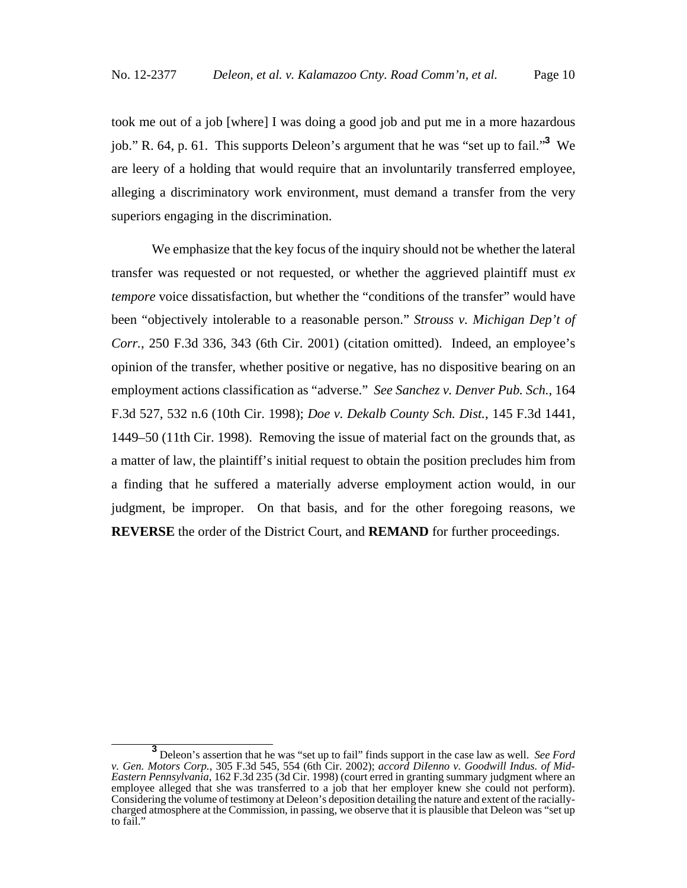took me out of a job [where] I was doing a good job and put me in a more hazardous job." R. 64, p. 61. This supports Deleon's argument that he was "set up to fail."[3] We are leery of a holding that would require that an involuntarily transferred employee, alleging a discriminatory work environment, must demand a transfer from the very superiors engaging in the discrimination.

We emphasize that the key focus of the inquiry should not be whether the lateral transfer was requested or not requested, or whether the aggrieved plaintiff must *ex tempore* voice dissatisfaction, but whether the "conditions of the transfer" would have been "objectively intolerable to a reasonable person." *Strouss v. Michigan Dep't of Corr.*, 250 F.3d 336, 343 (6th Cir. 2001) (citation omitted). Indeed, an employee's opinion of the transfer, whether positive or negative, has no dispositive bearing on an employment actions classification as "adverse." *See Sanchez v. Denver Pub. Sch.*, 164 F.3d 527, 532 n.6 (10th Cir. 1998); *Doe v. Dekalb County Sch. Dist.*, 145 F.3d 1441, 1449–50 (11th Cir. 1998). Removing the issue of material fact on the grounds that, as a matter of law, the plaintiff's initial request to obtain the position precludes him from a finding that he suffered a materially adverse employment action would, in our judgment, be improper. On that basis, and for the other foregoing reasons, we **REVERSE** the order of the District Court, and **REMAND** for further proceedings.

---

[3] Deleon's assertion that he was "set up to fail" finds support in the case law as well. *See Ford v. Gen. Motors Corp.*, 305 F.3d 545, 554 (6th Cir. 2002); *accord DiIenno v. Goodwill Indus. of Mid-Eastern Pennsylvania*, 162 F.3d 235 (3d Cir. 1998) (court erred in granting summary judgment where an employee alleged that she was transferred to a job that her employer knew she could not perform). Considering the volume of testimony at Deleon's deposition detailing the nature and extent of the racially-charged atmosphere at the Commission, in passing, we observe that it is plausible that Deleon was "set up to fail."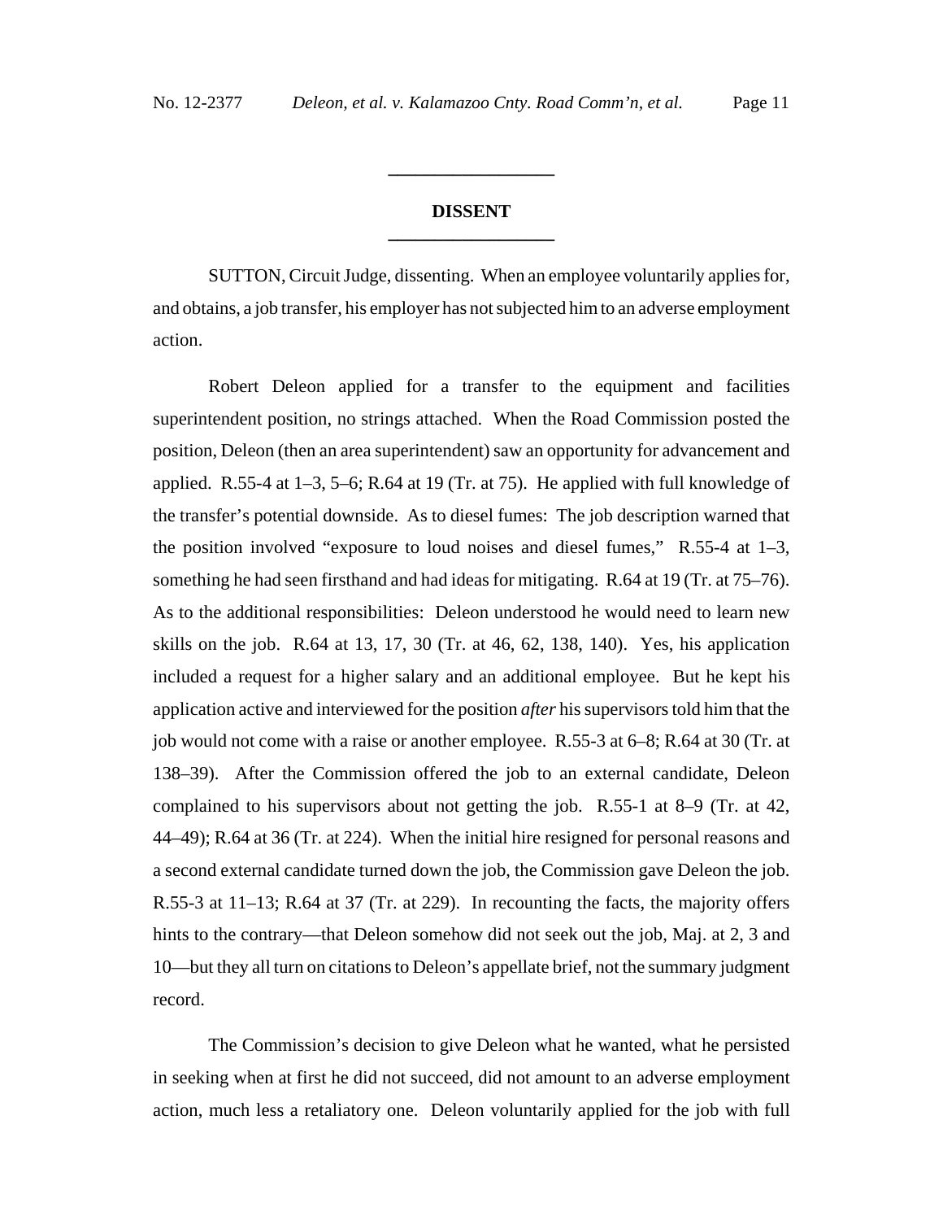## DISSENT

SUTTON, Circuit Judge, dissenting. When an employee voluntarily applies for, and obtains, a job transfer, his employer has not subjected him to an adverse employment action.

Robert Deleon applied for a transfer to the equipment and facilities superintendent position, no strings attached. When the Road Commission posted the position, Deleon (then an area superintendent) saw an opportunity for advancement and applied. R.55-4 at 1–3, 5–6; R.64 at 19 (Tr. at 75). He applied with full knowledge of the transfer's potential downside. As to diesel fumes: The job description warned that the position involved "exposure to loud noises and diesel fumes," R.55-4 at 1–3, something he had seen firsthand and had ideas for mitigating. R.64 at 19 (Tr. at 75–76). As to the additional responsibilities: Deleon understood he would need to learn new skills on the job. R.64 at 13, 17, 30 (Tr. at 46, 62, 138, 140). Yes, his application included a request for a higher salary and an additional employee. But he kept his application active and interviewed for the position *after* his supervisors told him that the job would not come with a raise or another employee. R.55-3 at 6–8; R.64 at 30 (Tr. at 138–39). After the Commission offered the job to an external candidate, Deleon complained to his supervisors about not getting the job. R.55-1 at 8–9 (Tr. at 42, 44–49); R.64 at 36 (Tr. at 224). When the initial hire resigned for personal reasons and a second external candidate turned down the job, the Commission gave Deleon the job. R.55-3 at 11–13; R.64 at 37 (Tr. at 229). In recounting the facts, the majority offers hints to the contrary—that Deleon somehow did not seek out the job, Maj. at 2, 3 and 10—but they all turn on citations to Deleon's appellate brief, not the summary judgment record.

The Commission's decision to give Deleon what he wanted, what he persisted in seeking when at first he did not succeed, did not amount to an adverse employment action, much less a retaliatory one. Deleon voluntarily applied for the job with full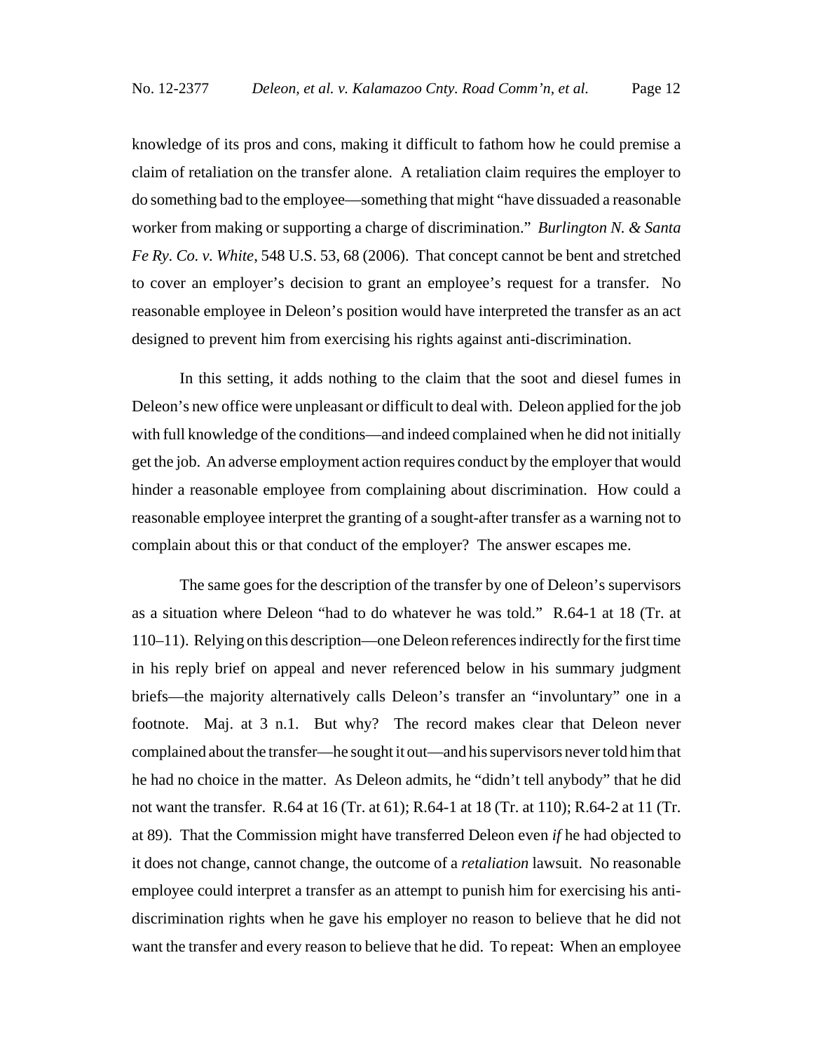knowledge of its pros and cons, making it difficult to fathom how he could premise a claim of retaliation on the transfer alone. A retaliation claim requires the employer to do something bad to the employee—something that might "have dissuaded a reasonable worker from making or supporting a charge of discrimination." *Burlington N. & Santa Fe Ry. Co. v. White*, 548 U.S. 53, 68 (2006). That concept cannot be bent and stretched to cover an employer's decision to grant an employee's request for a transfer. No reasonable employee in Deleon's position would have interpreted the transfer as an act designed to prevent him from exercising his rights against anti-discrimination.

In this setting, it adds nothing to the claim that the soot and diesel fumes in Deleon's new office were unpleasant or difficult to deal with. Deleon applied for the job with full knowledge of the conditions—and indeed complained when he did not initially get the job. An adverse employment action requires conduct by the employer that would hinder a reasonable employee from complaining about discrimination. How could a reasonable employee interpret the granting of a sought-after transfer as a warning not to complain about this or that conduct of the employer? The answer escapes me.

The same goes for the description of the transfer by one of Deleon's supervisors as a situation where Deleon "had to do whatever he was told." R.64-1 at 18 (Tr. at 110–11). Relying on this description—one Deleon references indirectly for the first time in his reply brief on appeal and never referenced below in his summary judgment briefs—the majority alternatively calls Deleon's transfer an "involuntary" one in a footnote. Maj. at 3 n.1. But why? The record makes clear that Deleon never complained about the transfer—he sought it out—and his supervisors never told him that he had no choice in the matter. As Deleon admits, he "didn't tell anybody" that he did not want the transfer. R.64 at 16 (Tr. at 61); R.64-1 at 18 (Tr. at 110); R.64-2 at 11 (Tr. at 89). That the Commission might have transferred Deleon even *if* he had objected to it does not change, cannot change, the outcome of a *retaliation* lawsuit. No reasonable employee could interpret a transfer as an attempt to punish him for exercising his anti-discrimination rights when he gave his employer no reason to believe that he did not want the transfer and every reason to believe that he did. To repeat: When an employee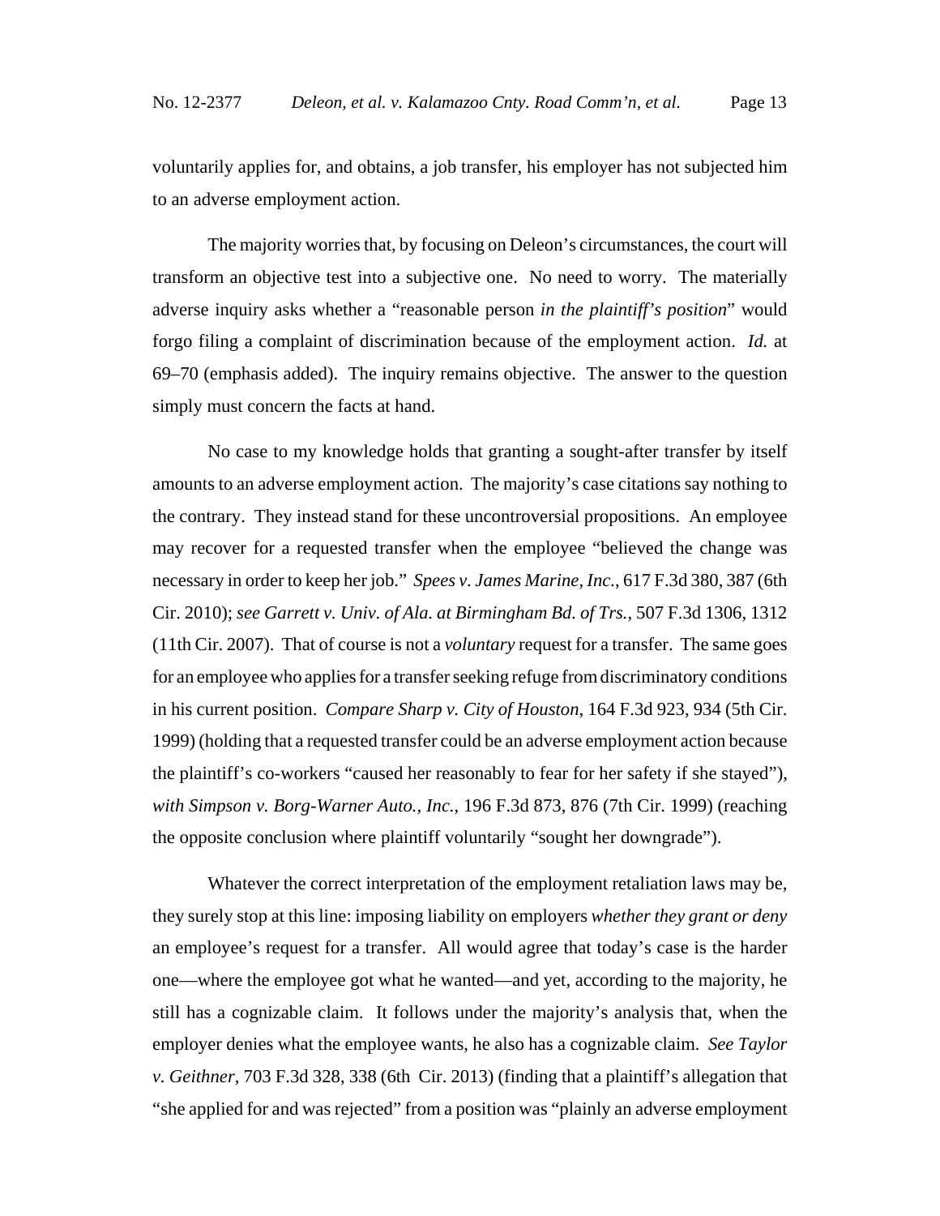voluntarily applies for, and obtains, a job transfer, his employer has not subjected him to an adverse employment action.

The majority worries that, by focusing on Deleon's circumstances, the court will transform an objective test into a subjective one. No need to worry. The materially adverse inquiry asks whether a "reasonable person *in the plaintiff's position*" would forgo filing a complaint of discrimination because of the employment action. *Id.* at 69–70 (emphasis added). The inquiry remains objective. The answer to the question simply must concern the facts at hand.

No case to my knowledge holds that granting a sought-after transfer by itself amounts to an adverse employment action. The majority's case citations say nothing to the contrary. They instead stand for these uncontroversial propositions. An employee may recover for a requested transfer when the employee "believed the change was necessary in order to keep her job." *Spees v. James Marine, Inc.*, 617 F.3d 380, 387 (6th Cir. 2010); *see Garrett v. Univ. of Ala. at Birmingham Bd. of Trs.*, 507 F.3d 1306, 1312 (11th Cir. 2007). That of course is not a *voluntary* request for a transfer. The same goes for an employee who applies for a transfer seeking refuge from discriminatory conditions in his current position. *Compare Sharp v. City of Houston*, 164 F.3d 923, 934 (5th Cir. 1999) (holding that a requested transfer could be an adverse employment action because the plaintiff's co-workers "caused her reasonably to fear for her safety if she stayed"), *with Simpson v. Borg-Warner Auto., Inc.*, 196 F.3d 873, 876 (7th Cir. 1999) (reaching the opposite conclusion where plaintiff voluntarily "sought her downgrade").

Whatever the correct interpretation of the employment retaliation laws may be, they surely stop at this line: imposing liability on employers *whether they grant or deny* an employee's request for a transfer. All would agree that today's case is the harder one—where the employee got what he wanted—and yet, according to the majority, he still has a cognizable claim. It follows under the majority's analysis that, when the employer denies what the employee wants, he also has a cognizable claim. *See Taylor v. Geithner*, 703 F.3d 328, 338 (6th Cir. 2013) (finding that a plaintiff's allegation that "she applied for and was rejected" from a position was "plainly an adverse employment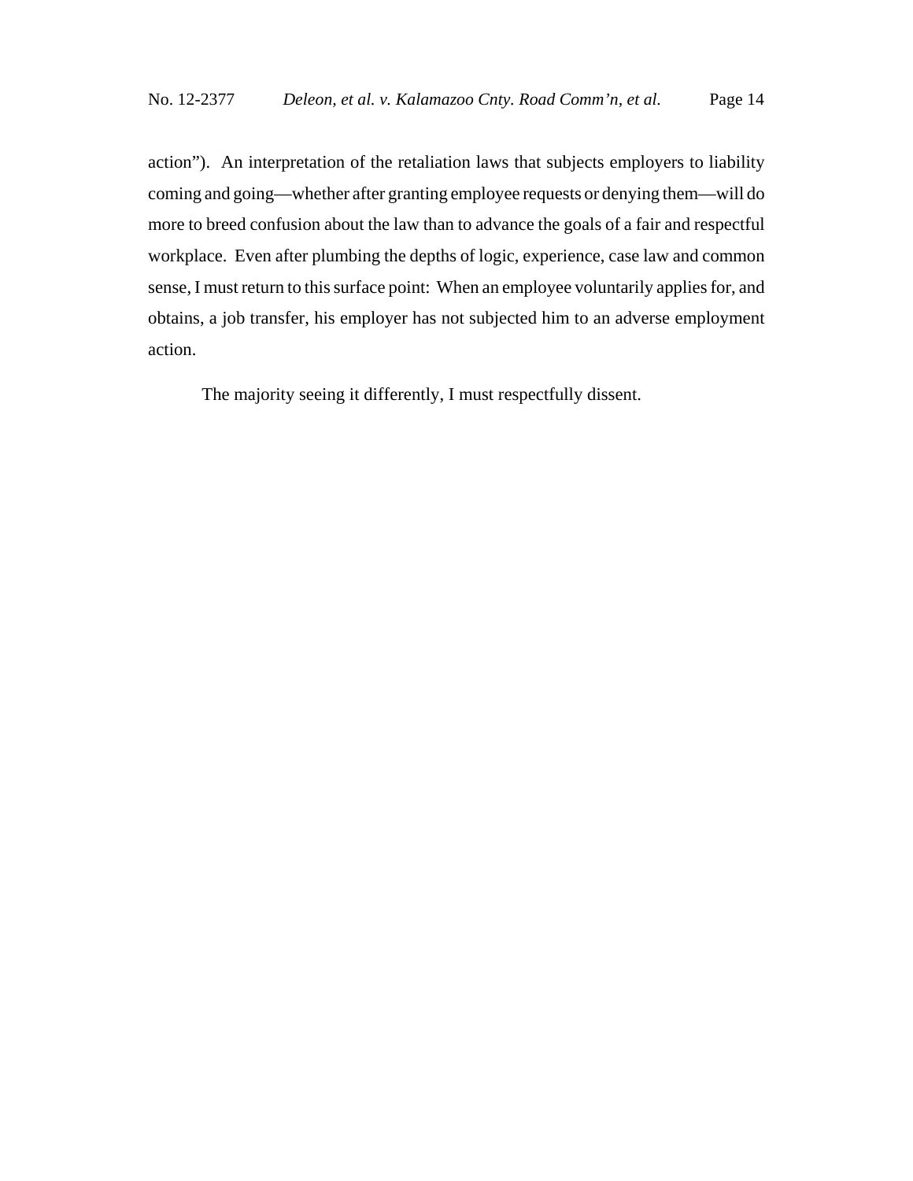action"). An interpretation of the retaliation laws that subjects employers to liability coming and going—whether after granting employee requests or denying them—will do more to breed confusion about the law than to advance the goals of a fair and respectful workplace. Even after plumbing the depths of logic, experience, case law and common sense, I must return to this surface point: When an employee voluntarily applies for, and obtains, a job transfer, his employer has not subjected him to an adverse employment action.

The majority seeing it differently, I must respectfully dissent.